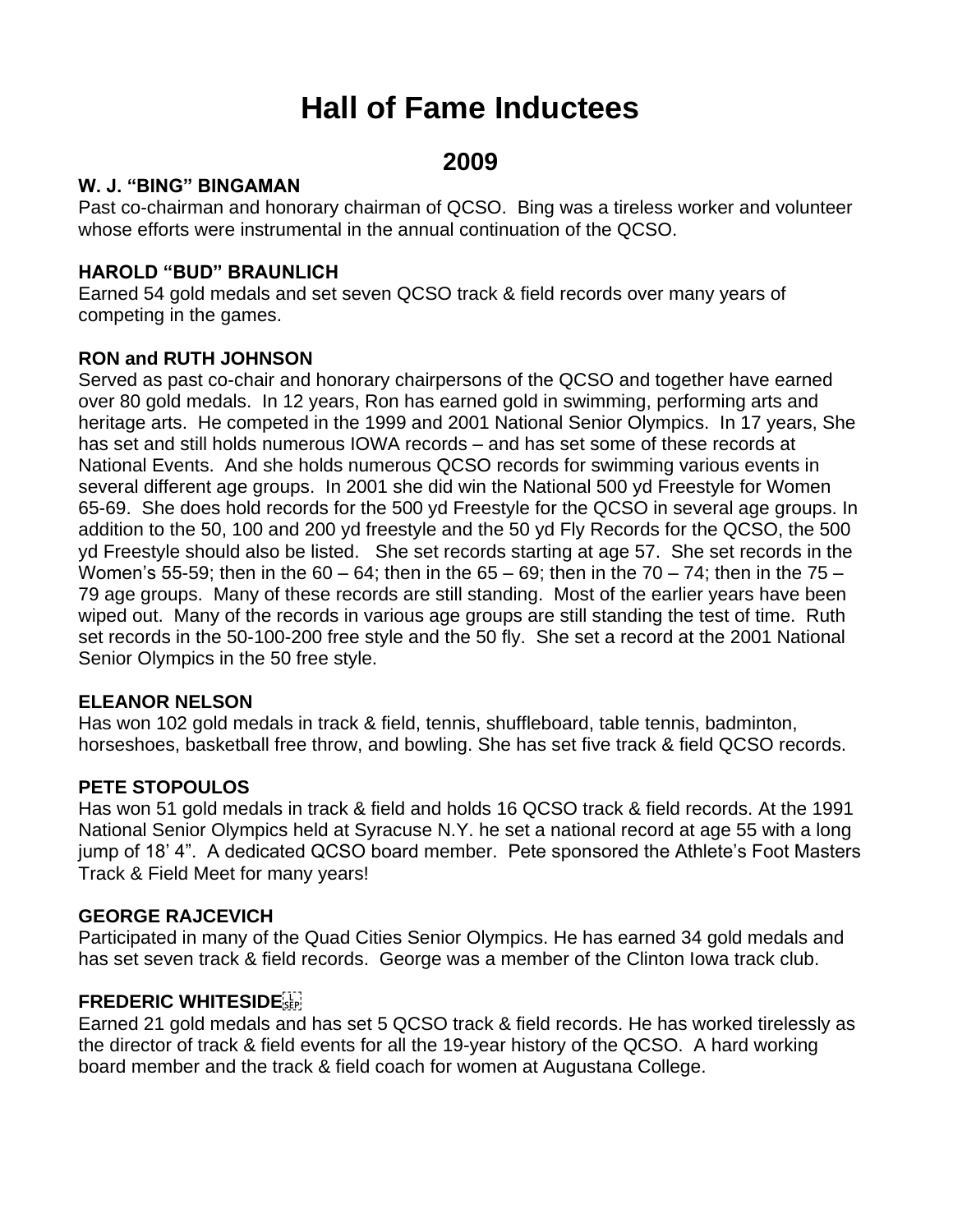# Hall of Fame Inductees

## 2009

### W. J. "BING" BINGAMAN

Past co-chairman and honorary chairman of QCSO. Bing was a tireless worker and volunteer whose efforts were instrumental in the annual continuation of the QCSO.

### HAROLD "BUD" BRAUNLICH

Earned 54 gold medals and set seven QCSO track & field records over many years of competing in the games.

### RON and RUTH JOHNSON

Served as past co-chair and honorary chairpersons of the QCSO and together have earned over 80 gold medals. In 12 years, Ron has earned gold in swimming, performing arts and heritage arts. He competed in the 1999 and 2001 National Senior Olympics. In 17 years, She has set and still holds numerous IOWA records – and has set some of these records at National Events. And she holds numerous QCSO records for swimming various events in several different age groups. In 2001 she did win the National 500 yd Freestyle for Women 65-69. She does hold records for the 500 yd Freestyle for the QCSO in several age groups. In addition to the 50, 100 and 200 yd freestyle and the 50 yd Fly Records for the QCSO, the 500 yd Freestyle should also be listed. She set records starting at age 57. She set records in the Women's 55-59; then in the 60 – 64; then in the 65 – 69; then in the 70 – 74; then in the 75 – 79 age groups. Many of these records are still standing. Most of the earlier years have been wiped out. Many of the records in various age groups are still standing the test of time. Ruth set records in the 50-100-200 free style and the 50 fly. She set a record at the 2001 National Senior Olympics in the 50 free style.

### ELEANOR NELSON

Has won 102 gold medals in track & field, tennis, shuffleboard, table tennis, badminton, horseshoes, basketball free throw, and bowling. She has set five track & field QCSO records.

### PETE STOPOULOS

Has won 51 gold medals in track & field and holds 16 QCSO track & field records. At the 1991 National Senior Olympics held at Syracuse N.Y. he set a national record at age 55 with a long jump of 18' 4". A dedicated QCSO board member. Pete sponsored the Athlete's Foot Masters Track & Field Meet for many years!

### GEORGE RAJCEVICH

Participated in many of the Quad Cities Senior Olympics. He has earned 34 gold medals and has set seven track & field records. George was a member of the Clinton Iowa track club.

### FREDERIC WHITESIDE

Earned 21 gold medals and has set 5 QCSO track & field records. He has worked tirelessly as the director of track & field events for all the 19-year history of the QCSO. A hard working board member and the track & field coach for women at Augustana College.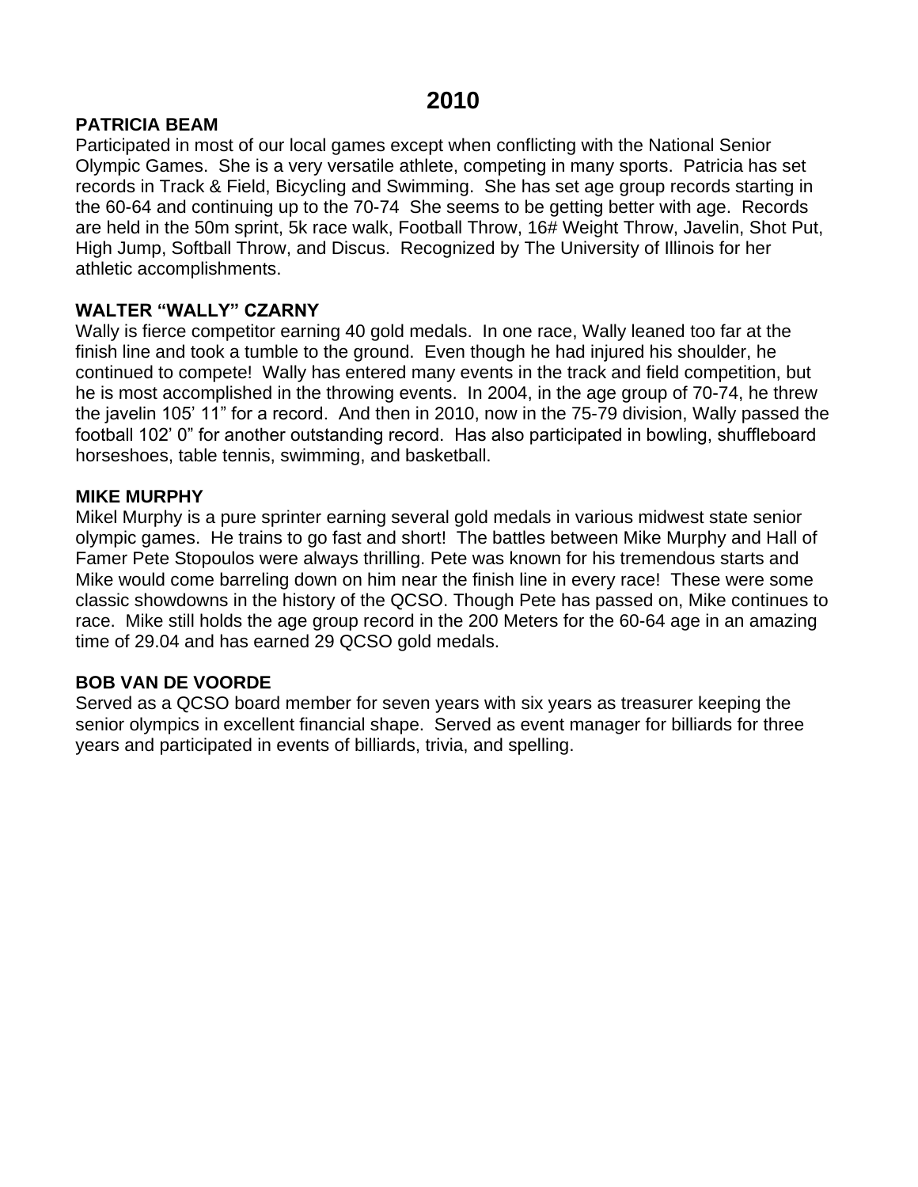# 2010

**PATRICIA BEAM**

Participated in most of our local games except when conflicting with the National Senior Olympic Games. She is a very versatile athlete, competing in many sports. Patricia has set records in Track & Field, Bicycling and Swimming. She has set age group records starting in the 60-64 and continuing up to the 70-74 She seems to be getting better with age. Records are held in the 50m sprint, 5k race walk, Football Throw, 16# Weight Throw, Javelin, Shot Put, High Jump, Softball Throw, and Discus. Recognized by The University of Illinois for her athletic accomplishments.

**WALTER "WALLY" CZARNY**

Wally is fierce competitor earning 40 gold medals. In one race, Wally leaned too far at the finish line and took a tumble to the ground. Even though he had injured his shoulder, he continued to compete! Wally has entered many events in the track and field competition, but he is most accomplished in the throwing events. In 2004, in the age group of 70-74, he threw the javelin 105' 11" for a record. And then in 2010, now in the 75-79 division, Wally passed the football 102' 0" for another outstanding record. Has also participated in bowling, shuffleboard horseshoes, table tennis, swimming, and basketball.

**MIKE MURPHY**

Mikel Murphy is a pure sprinter earning several gold medals in various midwest state senior olympic games. He trains to go fast and short! The battles between Mike Murphy and Hall of Famer Pete Stopoulos were always thrilling. Pete was known for his tremendous starts and Mike would come barreling down on him near the finish line in every race! These were some classic showdowns in the history of the QCSO. Though Pete has passed on, Mike continues to race. Mike still holds the age group record in the 200 Meters for the 60-64 age in an amazing time of 29.04 and has earned 29 QCSO gold medals.

**BOB VAN DE VOORDE**

Served as a QCSO board member for seven years with six years as treasurer keeping the senior olympics in excellent financial shape. Served as event manager for billiards for three years and participated in events of billiards, trivia, and spelling.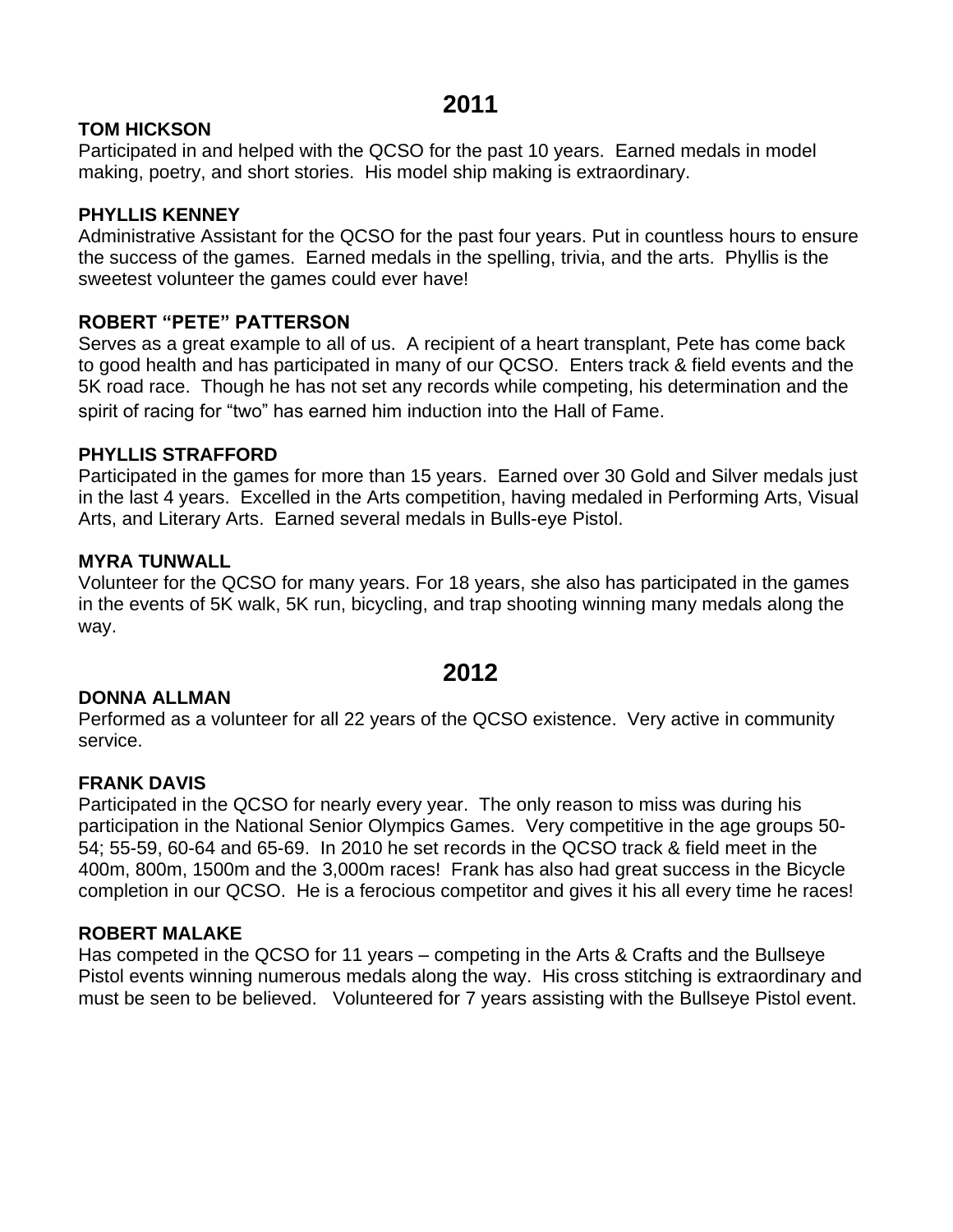## 2011

**TOM HICKSON**

Participated in and helped with the QCSO for the past 10 years. Earned medals in model making, poetry, and short stories. His model ship making is extraordinary.

**PHYLLIS KENNEY**

Administrative Assistant for the QCSO for the past four years. Put in countless hours to ensure the success of the games. Earned medals in the spelling, trivia, and the arts. Phyllis is the sweetest volunteer the games could ever have!

**ROBERT "PETE" PATTERSON**

Serves as a great example to all of us. A recipient of a heart transplant, Pete has come back to good health and has participated in many of our QCSO. Enters track & field events and the 5K road race. Though he has not set any records while competing, his determination and the spirit of racing for "two" has earned him induction into the Hall of Fame.

**PHYLLIS STRAFFORD**

Participated in the games for more than 15 years. Earned over 30 Gold and Silver medals just in the last 4 years. Excelled in the Arts competition, having medaled in Performing Arts, Visual Arts, and Literary Arts. Earned several medals in Bulls-eye Pistol.

**MYRA TUNWALL**

Volunteer for the QCSO for many years. For 18 years, she also has participated in the games in the events of 5K walk, 5K run, bicycling, and trap shooting winning many medals along the way.

## 2012

**DONNA ALLMAN**

Performed as a volunteer for all 22 years of the QCSO existence. Very active in community service.

**FRANK DAVIS**

Participated in the QCSO for nearly every year. The only reason to miss was during his participation in the National Senior Olympics Games. Very competitive in the age groups 50-54; 55-59, 60-64 and 65-69. In 2010 he set records in the QCSO track & field meet in the 400m, 800m, 1500m and the 3,000m races! Frank has also had great success in the Bicycle completion in our QCSO. He is a ferocious competitor and gives it his all every time he races!

**ROBERT MALAKE**

Has competed in the QCSO for 11 years – competing in the Arts & Crafts and the Bullseye Pistol events winning numerous medals along the way. His cross stitching is extraordinary and must be seen to be believed. Volunteered for 7 years assisting with the Bullseye Pistol event.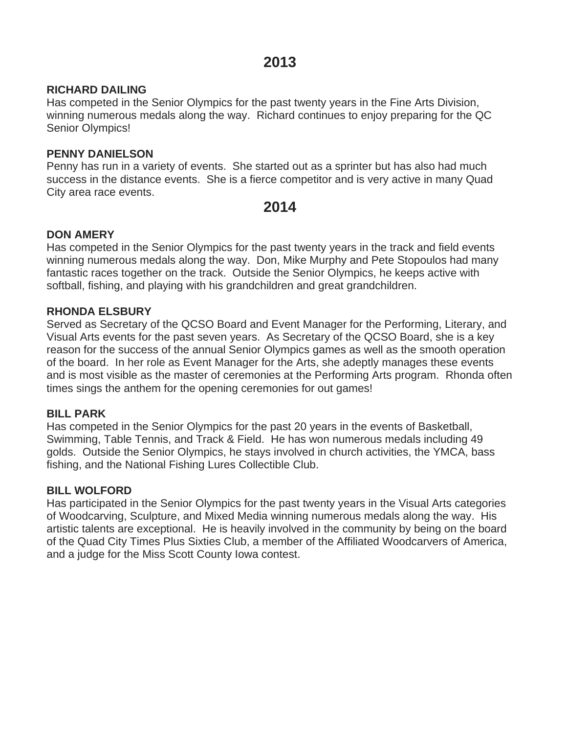## 2013

**RICHARD DAILING**
Has competed in the Senior Olympics for the past twenty years in the Fine Arts Division, winning numerous medals along the way. Richard continues to enjoy preparing for the QC Senior Olympics!

**PENNY DANIELSON**
Penny has run in a variety of events. She started out as a sprinter but has also had much success in the distance events. She is a fierce competitor and is very active in many Quad City area race events.

## 2014

**DON AMERY**
Has competed in the Senior Olympics for the past twenty years in the track and field events winning numerous medals along the way. Don, Mike Murphy and Pete Stopoulos had many fantastic races together on the track. Outside the Senior Olympics, he keeps active with softball, fishing, and playing with his grandchildren and great grandchildren.

**RHONDA ELSBURY**
Served as Secretary of the QCSO Board and Event Manager for the Performing, Literary, and Visual Arts events for the past seven years. As Secretary of the QCSO Board, she is a key reason for the success of the annual Senior Olympics games as well as the smooth operation of the board. In her role as Event Manager for the Arts, she adeptly manages these events and is most visible as the master of ceremonies at the Performing Arts program. Rhonda often times sings the anthem for the opening ceremonies for out games!

**BILL PARK**
Has competed in the Senior Olympics for the past 20 years in the events of Basketball, Swimming, Table Tennis, and Track & Field. He has won numerous medals including 49 golds. Outside the Senior Olympics, he stays involved in church activities, the YMCA, bass fishing, and the National Fishing Lures Collectible Club.

**BILL WOLFORD**
Has participated in the Senior Olympics for the past twenty years in the Visual Arts categories of Woodcarving, Sculpture, and Mixed Media winning numerous medals along the way. His artistic talents are exceptional. He is heavily involved in the community by being on the board of the Quad City Times Plus Sixties Club, a member of the Affiliated Woodcarvers of America, and a judge for the Miss Scott County Iowa contest.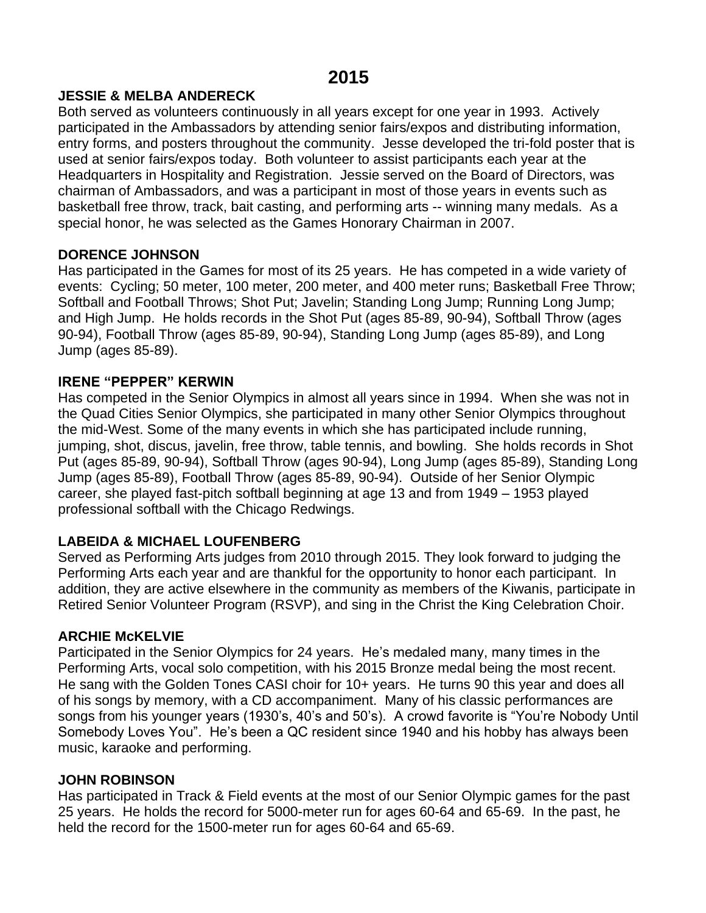# 2015

**JESSIE & MELBA ANDERECK**

Both served as volunteers continuously in all years except for one year in 1993. Actively participated in the Ambassadors by attending senior fairs/expos and distributing information, entry forms, and posters throughout the community. Jesse developed the tri-fold poster that is used at senior fairs/expos today. Both volunteer to assist participants each year at the Headquarters in Hospitality and Registration. Jessie served on the Board of Directors, was chairman of Ambassadors, and was a participant in most of those years in events such as basketball free throw, track, bait casting, and performing arts -- winning many medals. As a special honor, he was selected as the Games Honorary Chairman in 2007.

**DORENCE JOHNSON**

Has participated in the Games for most of its 25 years. He has competed in a wide variety of events: Cycling; 50 meter, 100 meter, 200 meter, and 400 meter runs; Basketball Free Throw; Softball and Football Throws; Shot Put; Javelin; Standing Long Jump; Running Long Jump; and High Jump. He holds records in the Shot Put (ages 85-89, 90-94), Softball Throw (ages 90-94), Football Throw (ages 85-89, 90-94), Standing Long Jump (ages 85-89), and Long Jump (ages 85-89).

**IRENE "PEPPER" KERWIN**

Has competed in the Senior Olympics in almost all years since in 1994. When she was not in the Quad Cities Senior Olympics, she participated in many other Senior Olympics throughout the mid-West. Some of the many events in which she has participated include running, jumping, shot, discus, javelin, free throw, table tennis, and bowling. She holds records in Shot Put (ages 85-89, 90-94), Softball Throw (ages 90-94), Long Jump (ages 85-89), Standing Long Jump (ages 85-89), Football Throw (ages 85-89, 90-94). Outside of her Senior Olympic career, she played fast-pitch softball beginning at age 13 and from 1949 – 1953 played professional softball with the Chicago Redwings.

**LABEIDA & MICHAEL LOUFENBERG**

Served as Performing Arts judges from 2010 through 2015. They look forward to judging the Performing Arts each year and are thankful for the opportunity to honor each participant. In addition, they are active elsewhere in the community as members of the Kiwanis, participate in Retired Senior Volunteer Program (RSVP), and sing in the Christ the King Celebration Choir.

**ARCHIE McKELVIE**

Participated in the Senior Olympics for 24 years. He's medaled many, many times in the Performing Arts, vocal solo competition, with his 2015 Bronze medal being the most recent. He sang with the Golden Tones CASI choir for 10+ years. He turns 90 this year and does all of his songs by memory, with a CD accompaniment. Many of his classic performances are songs from his younger years (1930's, 40's and 50's). A crowd favorite is "You're Nobody Until Somebody Loves You". He's been a QC resident since 1940 and his hobby has always been music, karaoke and performing.

**JOHN ROBINSON**

Has participated in Track & Field events at the most of our Senior Olympic games for the past 25 years. He holds the record for 5000-meter run for ages 60-64 and 65-69. In the past, he held the record for the 1500-meter run for ages 60-64 and 65-69.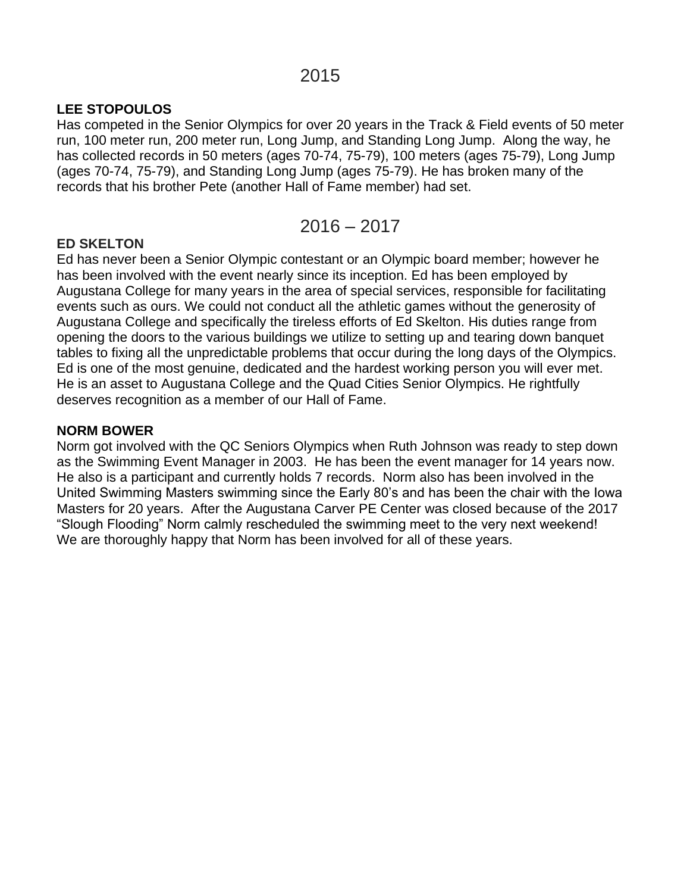## 2015

**LEE STOPOULOS**

Has competed in the Senior Olympics for over 20 years in the Track & Field events of 50 meter run, 100 meter run, 200 meter run, Long Jump, and Standing Long Jump. Along the way, he has collected records in 50 meters (ages 70-74, 75-79), 100 meters (ages 75-79), Long Jump (ages 70-74, 75-79), and Standing Long Jump (ages 75-79). He has broken many of the records that his brother Pete (another Hall of Fame member) had set.

## 2016 – 2017

**ED SKELTON**

Ed has never been a Senior Olympic contestant or an Olympic board member; however he has been involved with the event nearly since its inception. Ed has been employed by Augustana College for many years in the area of special services, responsible for facilitating events such as ours. We could not conduct all the athletic games without the generosity of Augustana College and specifically the tireless efforts of Ed Skelton. His duties range from opening the doors to the various buildings we utilize to setting up and tearing down banquet tables to fixing all the unpredictable problems that occur during the long days of the Olympics. Ed is one of the most genuine, dedicated and the hardest working person you will ever met. He is an asset to Augustana College and the Quad Cities Senior Olympics. He rightfully deserves recognition as a member of our Hall of Fame.

**NORM BOWER**

Norm got involved with the QC Seniors Olympics when Ruth Johnson was ready to step down as the Swimming Event Manager in 2003. He has been the event manager for 14 years now. He also is a participant and currently holds 7 records. Norm also has been involved in the United Swimming Masters swimming since the Early 80's and has been the chair with the Iowa Masters for 20 years. After the Augustana Carver PE Center was closed because of the 2017 "Slough Flooding" Norm calmly rescheduled the swimming meet to the very next weekend! We are thoroughly happy that Norm has been involved for all of these years.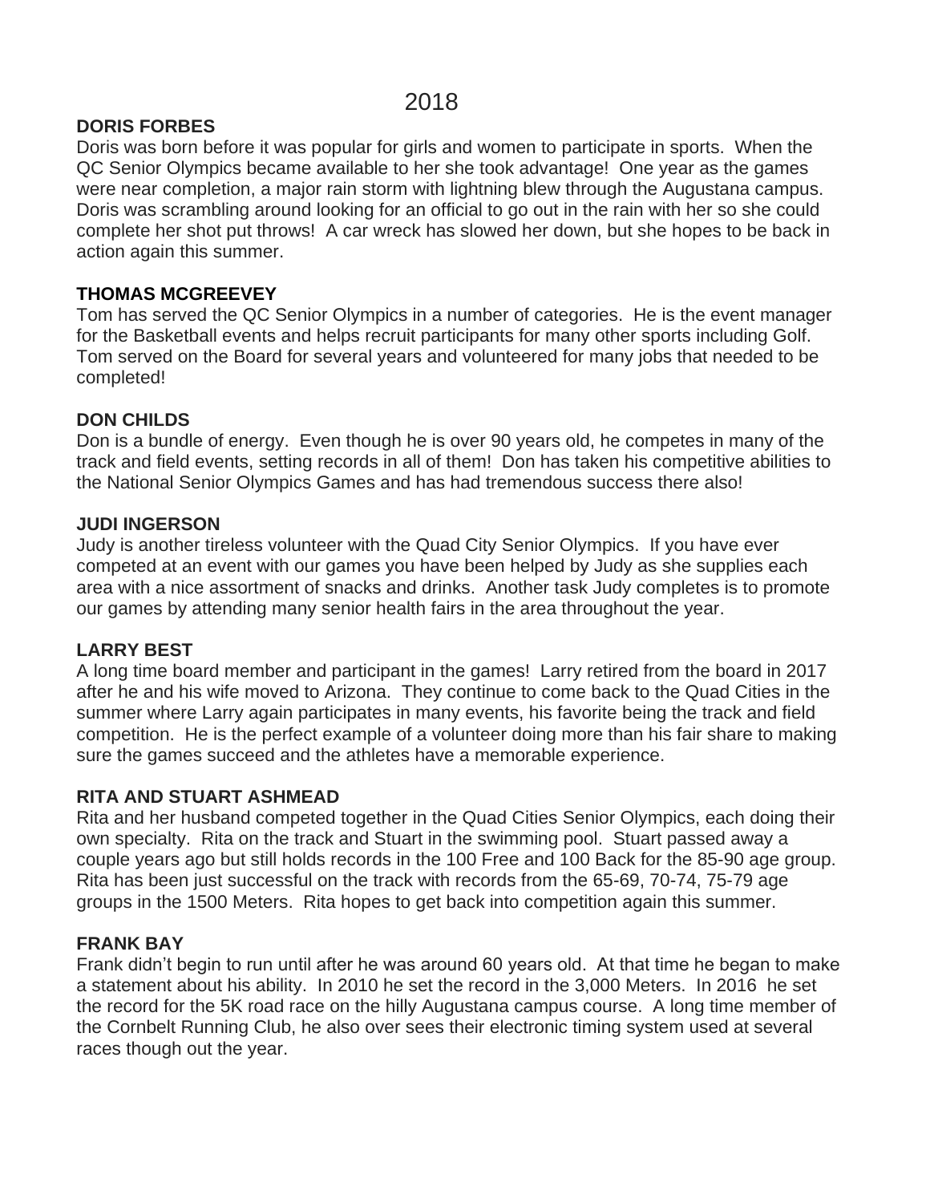# 2018

**DORIS FORBES**

Doris was born before it was popular for girls and women to participate in sports. When the QC Senior Olympics became available to her she took advantage! One year as the games were near completion, a major rain storm with lightning blew through the Augustana campus. Doris was scrambling around looking for an official to go out in the rain with her so she could complete her shot put throws! A car wreck has slowed her down, but she hopes to be back in action again this summer.

**THOMAS MCGREEVEY**

Tom has served the QC Senior Olympics in a number of categories. He is the event manager for the Basketball events and helps recruit participants for many other sports including Golf. Tom served on the Board for several years and volunteered for many jobs that needed to be completed!

**DON CHILDS**

Don is a bundle of energy. Even though he is over 90 years old, he competes in many of the track and field events, setting records in all of them! Don has taken his competitive abilities to the National Senior Olympics Games and has had tremendous success there also!

**JUDI INGERSON**

Judy is another tireless volunteer with the Quad City Senior Olympics. If you have ever competed at an event with our games you have been helped by Judy as she supplies each area with a nice assortment of snacks and drinks. Another task Judy completes is to promote our games by attending many senior health fairs in the area throughout the year.

**LARRY BEST**

A long time board member and participant in the games! Larry retired from the board in 2017 after he and his wife moved to Arizona. They continue to come back to the Quad Cities in the summer where Larry again participates in many events, his favorite being the track and field competition. He is the perfect example of a volunteer doing more than his fair share to making sure the games succeed and the athletes have a memorable experience.

**RITA AND STUART ASHMEAD**

Rita and her husband competed together in the Quad Cities Senior Olympics, each doing their own specialty. Rita on the track and Stuart in the swimming pool. Stuart passed away a couple years ago but still holds records in the 100 Free and 100 Back for the 85-90 age group. Rita has been just successful on the track with records from the 65-69, 70-74, 75-79 age groups in the 1500 Meters. Rita hopes to get back into competition again this summer.

**FRANK BAY**

Frank didn't begin to run until after he was around 60 years old. At that time he began to make a statement about his ability. In 2010 he set the record in the 3,000 Meters. In 2016 he set the record for the 5K road race on the hilly Augustana campus course. A long time member of the Cornbelt Running Club, he also over sees their electronic timing system used at several races though out the year.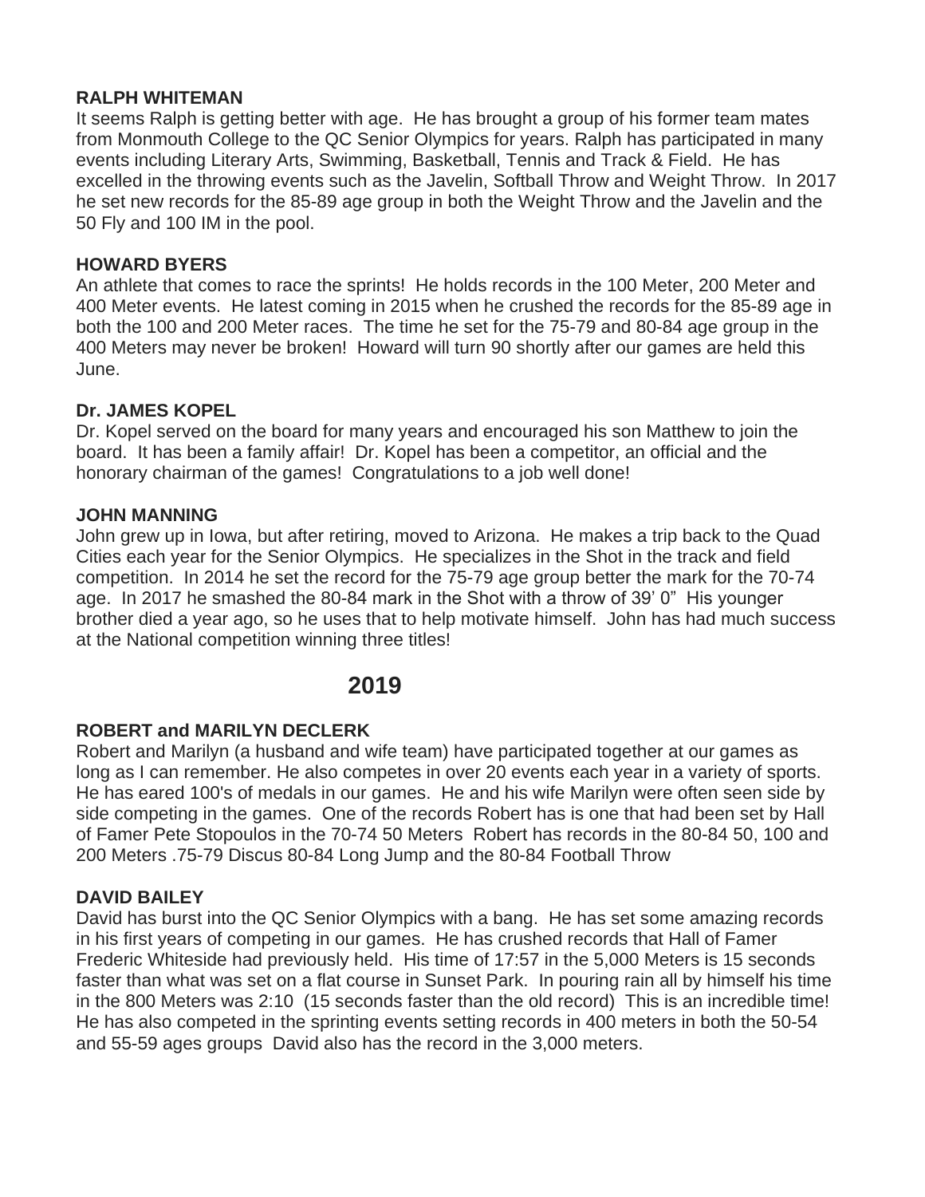**RALPH WHITEMAN**

It seems Ralph is getting better with age. He has brought a group of his former team mates from Monmouth College to the QC Senior Olympics for years. Ralph has participated in many events including Literary Arts, Swimming, Basketball, Tennis and Track & Field. He has excelled in the throwing events such as the Javelin, Softball Throw and Weight Throw. In 2017 he set new records for the 85-89 age group in both the Weight Throw and the Javelin and the 50 Fly and 100 IM in the pool.

**HOWARD BYERS**

An athlete that comes to race the sprints! He holds records in the 100 Meter, 200 Meter and 400 Meter events. He latest coming in 2015 when he crushed the records for the 85-89 age in both the 100 and 200 Meter races. The time he set for the 75-79 and 80-84 age group in the 400 Meters may never be broken! Howard will turn 90 shortly after our games are held this June.

**Dr. JAMES KOPEL**

Dr. Kopel served on the board for many years and encouraged his son Matthew to join the board. It has been a family affair! Dr. Kopel has been a competitor, an official and the honorary chairman of the games! Congratulations to a job well done!

**JOHN MANNING**

John grew up in Iowa, but after retiring, moved to Arizona. He makes a trip back to the Quad Cities each year for the Senior Olympics. He specializes in the Shot in the track and field competition. In 2014 he set the record for the 75-79 age group better the mark for the 70-74 age. In 2017 he smashed the 80-84 mark in the Shot with a throw of 39' 0" His younger brother died a year ago, so he uses that to help motivate himself. John has had much success at the National competition winning three titles!

## 2019

**ROBERT and MARILYN DECLERK**

Robert and Marilyn (a husband and wife team) have participated together at our games as long as I can remember. He also competes in over 20 events each year in a variety of sports. He has eared 100's of medals in our games. He and his wife Marilyn were often seen side by side competing in the games. One of the records Robert has is one that had been set by Hall of Famer Pete Stopoulos in the 70-74 50 Meters Robert has records in the 80-84 50, 100 and 200 Meters .75-79 Discus 80-84 Long Jump and the 80-84 Football Throw

**DAVID BAILEY**

David has burst into the QC Senior Olympics with a bang. He has set some amazing records in his first years of competing in our games. He has crushed records that Hall of Famer Frederic Whiteside had previously held. His time of 17:57 in the 5,000 Meters is 15 seconds faster than what was set on a flat course in Sunset Park. In pouring rain all by himself his time in the 800 Meters was 2:10 (15 seconds faster than the old record) This is an incredible time! He has also competed in the sprinting events setting records in 400 meters in both the 50-54 and 55-59 ages groups David also has the record in the 3,000 meters.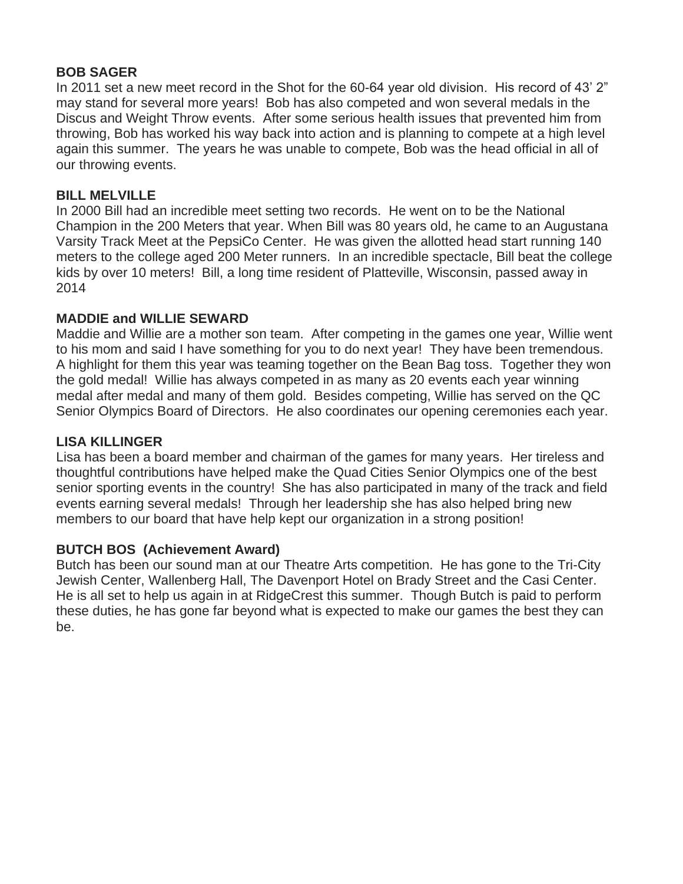**BOB SAGER**

In 2011 set a new meet record in the Shot for the 60-64 year old division. His record of 43' 2" may stand for several more years! Bob has also competed and won several medals in the Discus and Weight Throw events. After some serious health issues that prevented him from throwing, Bob has worked his way back into action and is planning to compete at a high level again this summer. The years he was unable to compete, Bob was the head official in all of our throwing events.

**BILL MELVILLE**

In 2000 Bill had an incredible meet setting two records. He went on to be the National Champion in the 200 Meters that year. When Bill was 80 years old, he came to an Augustana Varsity Track Meet at the PepsiCo Center. He was given the allotted head start running 140 meters to the college aged 200 Meter runners. In an incredible spectacle, Bill beat the college kids by over 10 meters! Bill, a long time resident of Platteville, Wisconsin, passed away in 2014

**MADDIE and WILLIE SEWARD**

Maddie and Willie are a mother son team. After competing in the games one year, Willie went to his mom and said I have something for you to do next year! They have been tremendous. A highlight for them this year was teaming together on the Bean Bag toss. Together they won the gold medal! Willie has always competed in as many as 20 events each year winning medal after medal and many of them gold. Besides competing, Willie has served on the QC Senior Olympics Board of Directors. He also coordinates our opening ceremonies each year.

**LISA KILLINGER**

Lisa has been a board member and chairman of the games for many years. Her tireless and thoughtful contributions have helped make the Quad Cities Senior Olympics one of the best senior sporting events in the country! She has also participated in many of the track and field events earning several medals! Through her leadership she has also helped bring new members to our board that have help kept our organization in a strong position!

**BUTCH BOS (Achievement Award)**

Butch has been our sound man at our Theatre Arts competition. He has gone to the Tri-City Jewish Center, Wallenberg Hall, The Davenport Hotel on Brady Street and the Casi Center. He is all set to help us again in at RidgeCrest this summer. Though Butch is paid to perform these duties, he has gone far beyond what is expected to make our games the best they can be.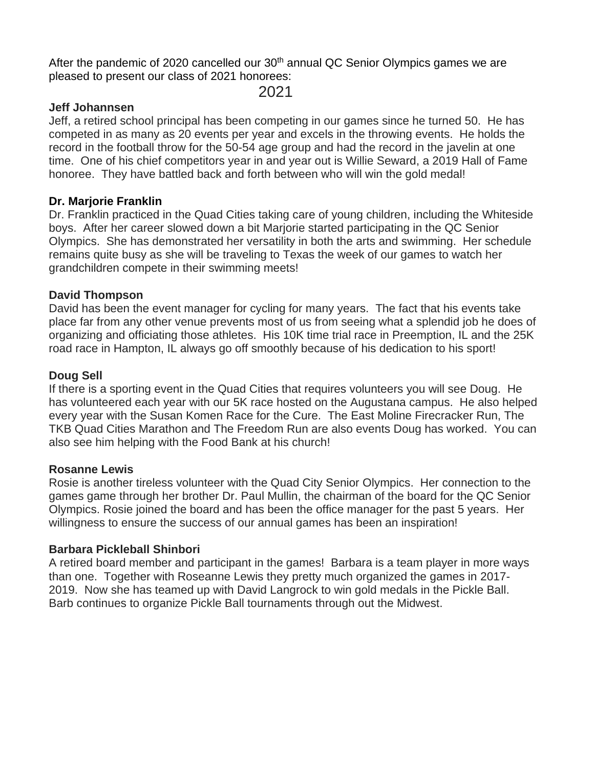After the pandemic of 2020 cancelled our 30th annual QC Senior Olympics games we are pleased to present our class of 2021 honorees:

## 2021

**Jeff Johannsen**

Jeff, a retired school principal has been competing in our games since he turned 50. He has competed in as many as 20 events per year and excels in the throwing events. He holds the record in the football throw for the 50-54 age group and had the record in the javelin at one time. One of his chief competitors year in and year out is Willie Seward, a 2019 Hall of Fame honoree. They have battled back and forth between who will win the gold medal!

**Dr. Marjorie Franklin**

Dr. Franklin practiced in the Quad Cities taking care of young children, including the Whiteside boys. After her career slowed down a bit Marjorie started participating in the QC Senior Olympics. She has demonstrated her versatility in both the arts and swimming. Her schedule remains quite busy as she will be traveling to Texas the week of our games to watch her grandchildren compete in their swimming meets!

**David Thompson**

David has been the event manager for cycling for many years. The fact that his events take place far from any other venue prevents most of us from seeing what a splendid job he does of organizing and officiating those athletes. His 10K time trial race in Preemption, IL and the 25K road race in Hampton, IL always go off smoothly because of his dedication to his sport!

**Doug Sell**

If there is a sporting event in the Quad Cities that requires volunteers you will see Doug. He has volunteered each year with our 5K race hosted on the Augustana campus. He also helped every year with the Susan Komen Race for the Cure. The East Moline Firecracker Run, The TKB Quad Cities Marathon and The Freedom Run are also events Doug has worked. You can also see him helping with the Food Bank at his church!

**Rosanne Lewis**

Rosie is another tireless volunteer with the Quad City Senior Olympics. Her connection to the games game through her brother Dr. Paul Mullin, the chairman of the board for the QC Senior Olympics. Rosie joined the board and has been the office manager for the past 5 years. Her willingness to ensure the success of our annual games has been an inspiration!

**Barbara Pickleball Shinbori**

A retired board member and participant in the games! Barbara is a team player in more ways than one. Together with Roseanne Lewis they pretty much organized the games in 2017-2019. Now she has teamed up with David Langrock to win gold medals in the Pickle Ball. Barb continues to organize Pickle Ball tournaments through out the Midwest.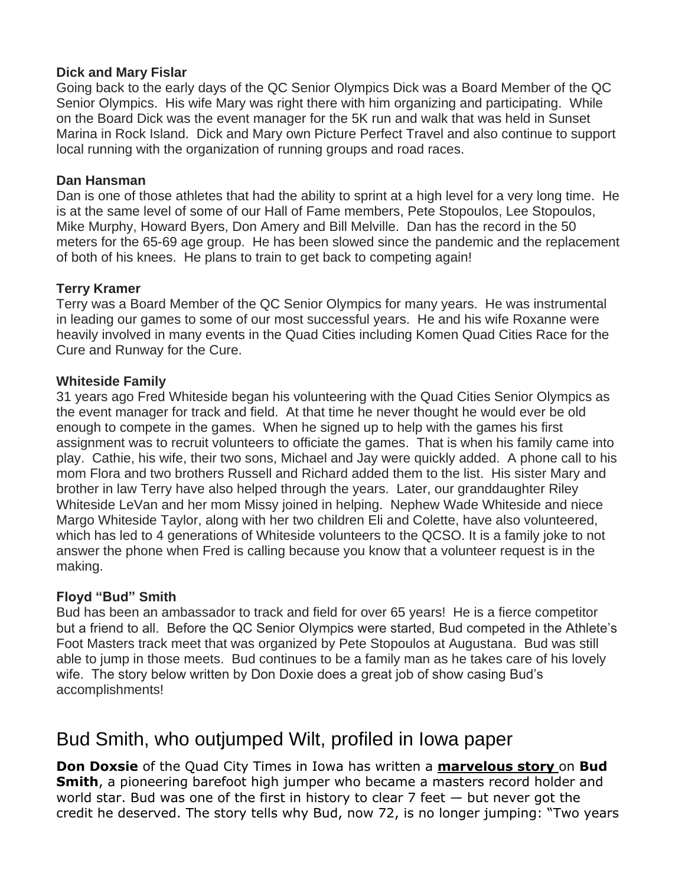**Dick and Mary Fislar**

Going back to the early days of the QC Senior Olympics Dick was a Board Member of the QC Senior Olympics. His wife Mary was right there with him organizing and participating. While on the Board Dick was the event manager for the 5K run and walk that was held in Sunset Marina in Rock Island. Dick and Mary own Picture Perfect Travel and also continue to support local running with the organization of running groups and road races.

**Dan Hansman**

Dan is one of those athletes that had the ability to sprint at a high level for a very long time. He is at the same level of some of our Hall of Fame members, Pete Stopoulos, Lee Stopoulos, Mike Murphy, Howard Byers, Don Amery and Bill Melville. Dan has the record in the 50 meters for the 65-69 age group. He has been slowed since the pandemic and the replacement of both of his knees. He plans to train to get back to competing again!

**Terry Kramer**

Terry was a Board Member of the QC Senior Olympics for many years. He was instrumental in leading our games to some of our most successful years. He and his wife Roxanne were heavily involved in many events in the Quad Cities including Komen Quad Cities Race for the Cure and Runway for the Cure.

**Whiteside Family**

31 years ago Fred Whiteside began his volunteering with the Quad Cities Senior Olympics as the event manager for track and field. At that time he never thought he would ever be old enough to compete in the games. When he signed up to help with the games his first assignment was to recruit volunteers to officiate the games. That is when his family came into play. Cathie, his wife, their two sons, Michael and Jay were quickly added. A phone call to his mom Flora and two brothers Russell and Richard added them to the list. His sister Mary and brother in law Terry have also helped through the years. Later, our granddaughter Riley Whiteside LeVan and her mom Missy joined in helping. Nephew Wade Whiteside and niece Margo Whiteside Taylor, along with her two children Eli and Colette, have also volunteered, which has led to 4 generations of Whiteside volunteers to the QCSO. It is a family joke to not answer the phone when Fred is calling because you know that a volunteer request is in the making.

**Floyd "Bud" Smith**

Bud has been an ambassador to track and field for over 65 years! He is a fierce competitor but a friend to all. Before the QC Senior Olympics were started, Bud competed in the Athlete's Foot Masters track meet that was organized by Pete Stopoulos at Augustana. Bud was still able to jump in those meets. Bud continues to be a family man as he takes care of his lovely wife. The story below written by Don Doxie does a great job of show casing Bud's accomplishments!

## Bud Smith, who outjumped Wilt, profiled in Iowa paper

**Don Doxsie** of the Quad City Times in Iowa has written a **marvelous story** on **Bud Smith**, a pioneering barefoot high jumper who became a masters record holder and world star. Bud was one of the first in history to clear 7 feet — but never got the credit he deserved. The story tells why Bud, now 72, is no longer jumping: "Two years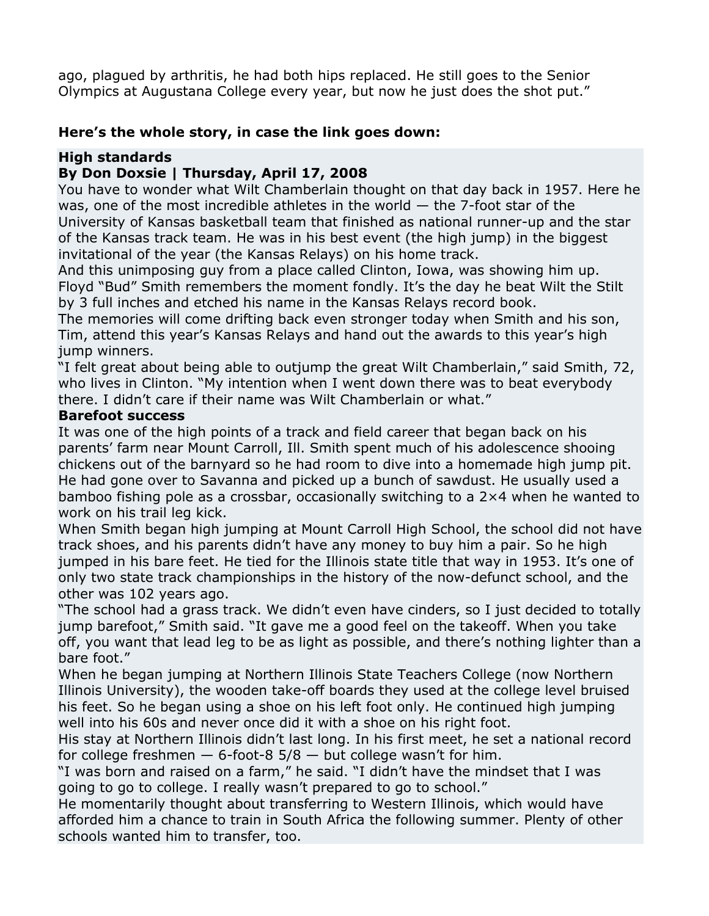ago, plagued by arthritis, he had both hips replaced. He still goes to the Senior Olympics at Augustana College every year, but now he just does the shot put."

**Here's the whole story, in case the link goes down:**

**High standards**
**By Don Doxsie | Thursday, April 17, 2008**

You have to wonder what Wilt Chamberlain thought on that day back in 1957. Here he was, one of the most incredible athletes in the world — the 7-foot star of the University of Kansas basketball team that finished as national runner-up and the star of the Kansas track team. He was in his best event (the high jump) in the biggest invitational of the year (the Kansas Relays) on his home track.

And this unimposing guy from a place called Clinton, Iowa, was showing him up.

Floyd "Bud" Smith remembers the moment fondly. It's the day he beat Wilt the Stilt by 3 full inches and etched his name in the Kansas Relays record book.

The memories will come drifting back even stronger today when Smith and his son, Tim, attend this year's Kansas Relays and hand out the awards to this year's high jump winners.

"I felt great about being able to outjump the great Wilt Chamberlain," said Smith, 72, who lives in Clinton. "My intention when I went down there was to beat everybody there. I didn't care if their name was Wilt Chamberlain or what."

**Barefoot success**

It was one of the high points of a track and field career that began back on his parents' farm near Mount Carroll, Ill. Smith spent much of his adolescence shooing chickens out of the barnyard so he had room to dive into a homemade high jump pit. He had gone over to Savanna and picked up a bunch of sawdust. He usually used a bamboo fishing pole as a crossbar, occasionally switching to a 2×4 when he wanted to work on his trail leg kick.

When Smith began high jumping at Mount Carroll High School, the school did not have track shoes, and his parents didn't have any money to buy him a pair. So he high jumped in his bare feet. He tied for the Illinois state title that way in 1953. It's one of only two state track championships in the history of the now-defunct school, and the other was 102 years ago.

"The school had a grass track. We didn't even have cinders, so I just decided to totally jump barefoot," Smith said. "It gave me a good feel on the takeoff. When you take off, you want that lead leg to be as light as possible, and there's nothing lighter than a bare foot."

When he began jumping at Northern Illinois State Teachers College (now Northern Illinois University), the wooden take-off boards they used at the college level bruised his feet. So he began using a shoe on his left foot only. He continued high jumping well into his 60s and never once did it with a shoe on his right foot.

His stay at Northern Illinois didn't last long. In his first meet, he set a national record for college freshmen — 6-foot-8 5/8 — but college wasn't for him.

"I was born and raised on a farm," he said. "I didn't have the mindset that I was going to go to college. I really wasn't prepared to go to school."

He momentarily thought about transferring to Western Illinois, which would have afforded him a chance to train in South Africa the following summer. Plenty of other schools wanted him to transfer, too.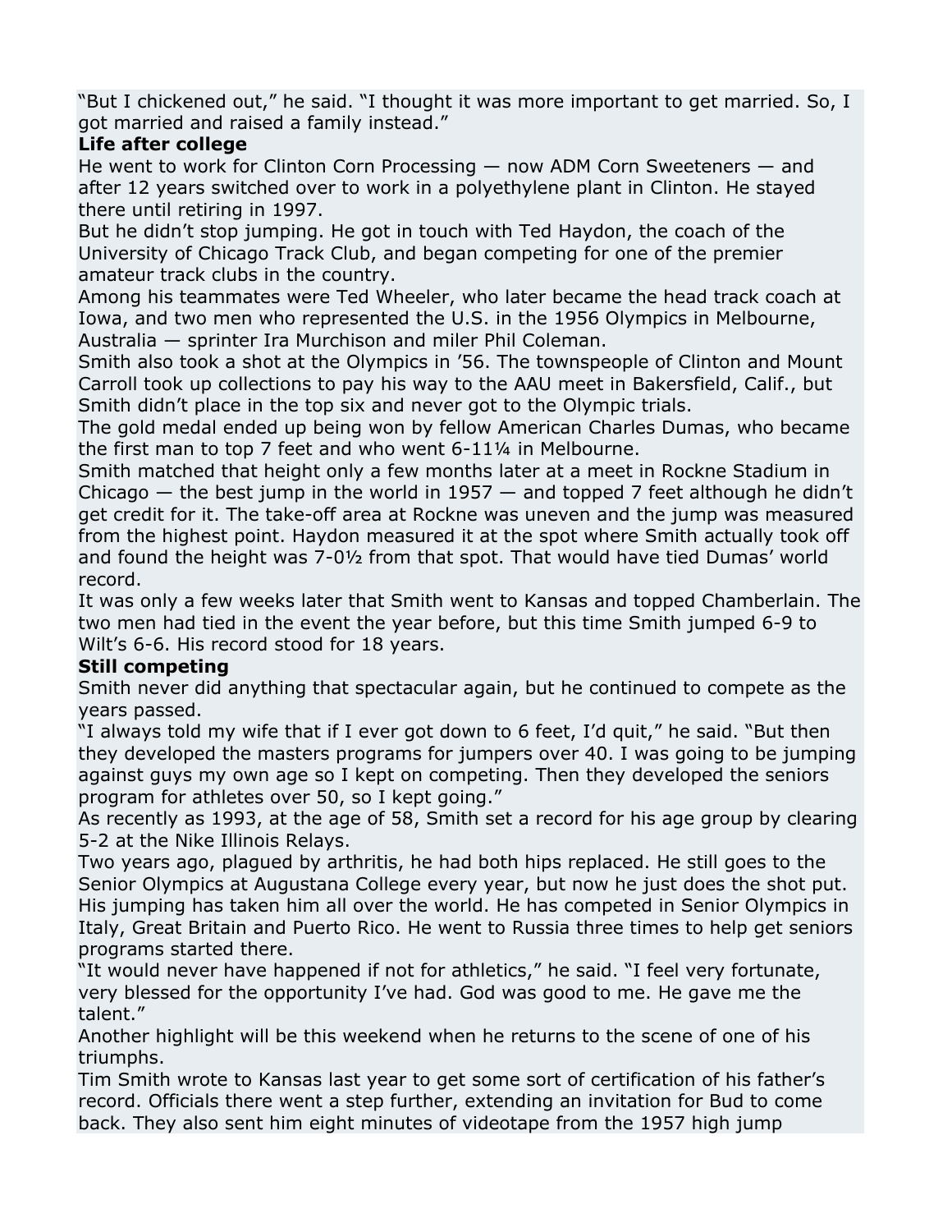"But I chickened out," he said. "I thought it was more important to get married. So, I got married and raised a family instead."

**Life after college**

He went to work for Clinton Corn Processing — now ADM Corn Sweeteners — and after 12 years switched over to work in a polyethylene plant in Clinton. He stayed there until retiring in 1997.

But he didn't stop jumping. He got in touch with Ted Haydon, the coach of the University of Chicago Track Club, and began competing for one of the premier amateur track clubs in the country.

Among his teammates were Ted Wheeler, who later became the head track coach at Iowa, and two men who represented the U.S. in the 1956 Olympics in Melbourne, Australia — sprinter Ira Murchison and miler Phil Coleman.

Smith also took a shot at the Olympics in '56. The townspeople of Clinton and Mount Carroll took up collections to pay his way to the AAU meet in Bakersfield, Calif., but Smith didn't place in the top six and never got to the Olympic trials.

The gold medal ended up being won by fellow American Charles Dumas, who became the first man to top 7 feet and who went 6-11¼ in Melbourne.

Smith matched that height only a few months later at a meet in Rockne Stadium in Chicago — the best jump in the world in 1957 — and topped 7 feet although he didn't get credit for it. The take-off area at Rockne was uneven and the jump was measured from the highest point. Haydon measured it at the spot where Smith actually took off and found the height was 7-0½ from that spot. That would have tied Dumas' world record.

It was only a few weeks later that Smith went to Kansas and topped Chamberlain. The two men had tied in the event the year before, but this time Smith jumped 6-9 to Wilt's 6-6. His record stood for 18 years.

**Still competing**

Smith never did anything that spectacular again, but he continued to compete as the years passed.

"I always told my wife that if I ever got down to 6 feet, I'd quit," he said. "But then they developed the masters programs for jumpers over 40. I was going to be jumping against guys my own age so I kept on competing. Then they developed the seniors program for athletes over 50, so I kept going."

As recently as 1993, at the age of 58, Smith set a record for his age group by clearing 5-2 at the Nike Illinois Relays.

Two years ago, plagued by arthritis, he had both hips replaced. He still goes to the Senior Olympics at Augustana College every year, but now he just does the shot put.

His jumping has taken him all over the world. He has competed in Senior Olympics in Italy, Great Britain and Puerto Rico. He went to Russia three times to help get seniors programs started there.

"It would never have happened if not for athletics," he said. "I feel very fortunate, very blessed for the opportunity I've had. God was good to me. He gave me the talent."

Another highlight will be this weekend when he returns to the scene of one of his triumphs.

Tim Smith wrote to Kansas last year to get some sort of certification of his father's record. Officials there went a step further, extending an invitation for Bud to come back. They also sent him eight minutes of videotape from the 1957 high jump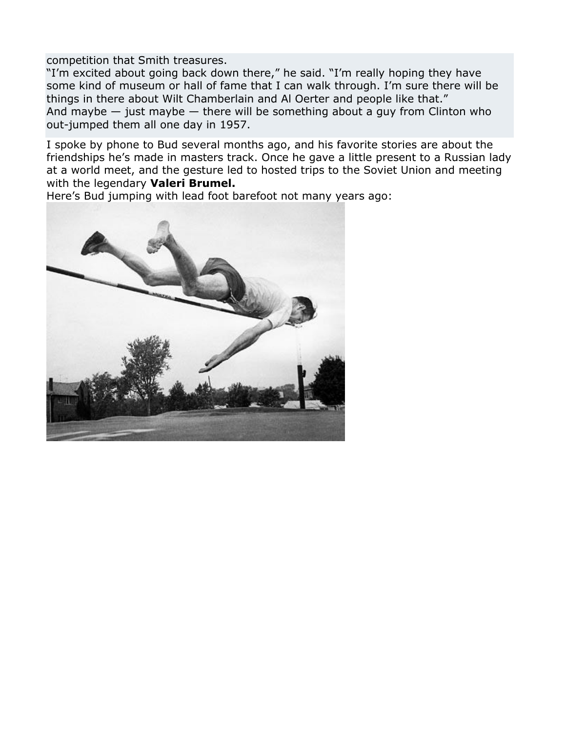competition that Smith treasures.
"I'm excited about going back down there," he said. "I'm really hoping they have some kind of museum or hall of fame that I can walk through. I'm sure there will be things in there about Wilt Chamberlain and Al Oerter and people like that."
And maybe — just maybe — there will be something about a guy from Clinton who out-jumped them all one day in 1957.

I spoke by phone to Bud several months ago, and his favorite stories are about the friendships he's made in masters track. Once he gave a little present to a Russian lady at a world meet, and the gesture led to hosted trips to the Soviet Union and meeting with the legendary **Valeri Brumel.**
Here's Bud jumping with lead foot barefoot not many years ago: